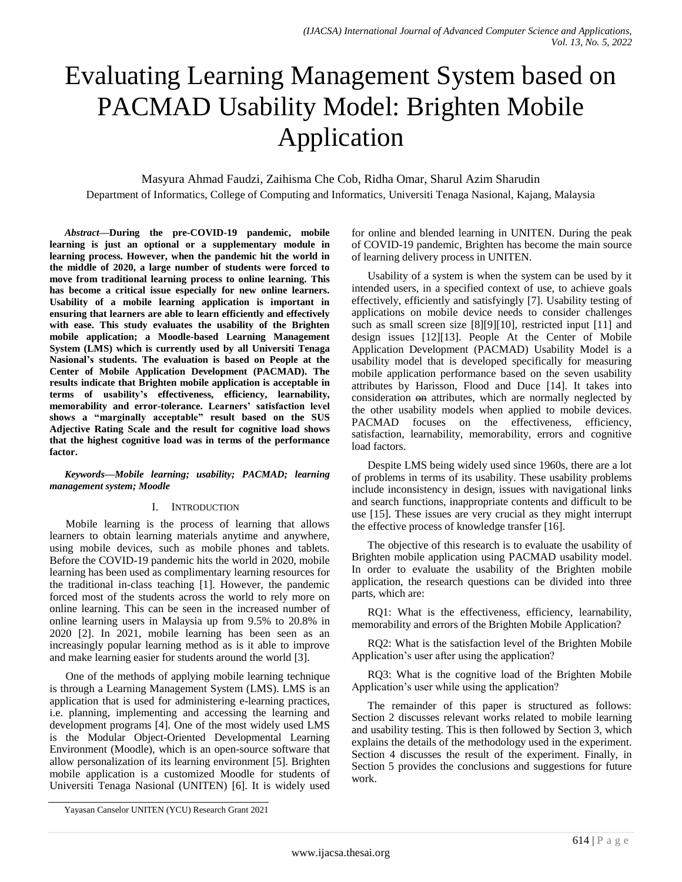# Evaluating Learning Management System based on PACMAD Usability Model: Brighten Mobile Application

Masyura Ahmad Faudzi, Zaihisma Che Cob, Ridha Omar, Sharul Azim Sharudin

Department of Informatics, College of Computing and Informatics, Universiti Tenaga Nasional, Kajang, Malaysia

***Abstract*—During the pre-COVID-19 pandemic, mobile learning is just an optional or a supplementary module in learning process. However, when the pandemic hit the world in the middle of 2020, a large number of students were forced to move from traditional learning process to online learning. This has become a critical issue especially for new online learners. Usability of a mobile learning application is important in ensuring that learners are able to learn efficiently and effectively with ease. This study evaluates the usability of the Brighten mobile application; a Moodle-based Learning Management System (LMS) which is currently used by all Universiti Tenaga Nasional's students. The evaluation is based on People at the Center of Mobile Application Development (PACMAD). The results indicate that Brighten mobile application is acceptable in terms of usability's effectiveness, efficiency, learnability, memorability and error-tolerance. Learners' satisfaction level shows a "marginally acceptable" result based on the SUS Adjective Rating Scale and the result for cognitive load shows that the highest cognitive load was in terms of the performance factor.**

***Keywords—Mobile learning; usability; PACMAD; learning management system; Moodle***

## I. Introduction

Mobile learning is the process of learning that allows learners to obtain learning materials anytime and anywhere, using mobile devices, such as mobile phones and tablets. Before the COVID-19 pandemic hits the world in 2020, mobile learning has been used as complimentary learning resources for the traditional in-class teaching [1]. However, the pandemic forced most of the students across the world to rely more on online learning. This can be seen in the increased number of online learning users in Malaysia up from 9.5% to 20.8% in 2020 [2]. In 2021, mobile learning has been seen as an increasingly popular learning method as is it able to improve and make learning easier for students around the world [3].

One of the methods of applying mobile learning technique is through a Learning Management System (LMS). LMS is an application that is used for administering e-learning practices, i.e. planning, implementing and accessing the learning and development programs [4]. One of the most widely used LMS is the Modular Object-Oriented Developmental Learning Environment (Moodle), which is an open-source software that allow personalization of its learning environment [5]. Brighten mobile application is a customized Moodle for students of Universiti Tenaga Nasional (UNITEN) [6]. It is widely used for online and blended learning in UNITEN. During the peak of COVID-19 pandemic, Brighten has become the main source of learning delivery process in UNITEN.

Usability of a system is when the system can be used by it intended users, in a specified context of use, to achieve goals effectively, efficiently and satisfyingly [7]. Usability testing of applications on mobile device needs to consider challenges such as small screen size [8][9][10], restricted input [11] and design issues [12][13]. People At the Center of Mobile Application Development (PACMAD) Usability Model is a usability model that is developed specifically for measuring mobile application performance based on the seven usability attributes by Harisson, Flood and Duce [14]. It takes into consideration ~~on~~ attributes, which are normally neglected by the other usability models when applied to mobile devices. PACMAD focuses on the effectiveness, efficiency, satisfaction, learnability, memorability, errors and cognitive load factors.

Despite LMS being widely used since 1960s, there are a lot of problems in terms of its usability. These usability problems include inconsistency in design, issues with navigational links and search functions, inappropriate contents and difficult to be use [15]. These issues are very crucial as they might interrupt the effective process of knowledge transfer [16].

The objective of this research is to evaluate the usability of Brighten mobile application using PACMAD usability model. In order to evaluate the usability of the Brighten mobile application, the research questions can be divided into three parts, which are:

RQ1: What is the effectiveness, efficiency, learnability, memorability and errors of the Brighten Mobile Application?

RQ2: What is the satisfaction level of the Brighten Mobile Application's user after using the application?

RQ3: What is the cognitive load of the Brighten Mobile Application's user while using the application?

The remainder of this paper is structured as follows: Section 2 discusses relevant works related to mobile learning and usability testing. This is then followed by Section 3, which explains the details of the methodology used in the experiment. Section 4 discusses the result of the experiment. Finally, in Section 5 provides the conclusions and suggestions for future work.

Yayasan Canselor UNITEN (YCU) Research Grant 2021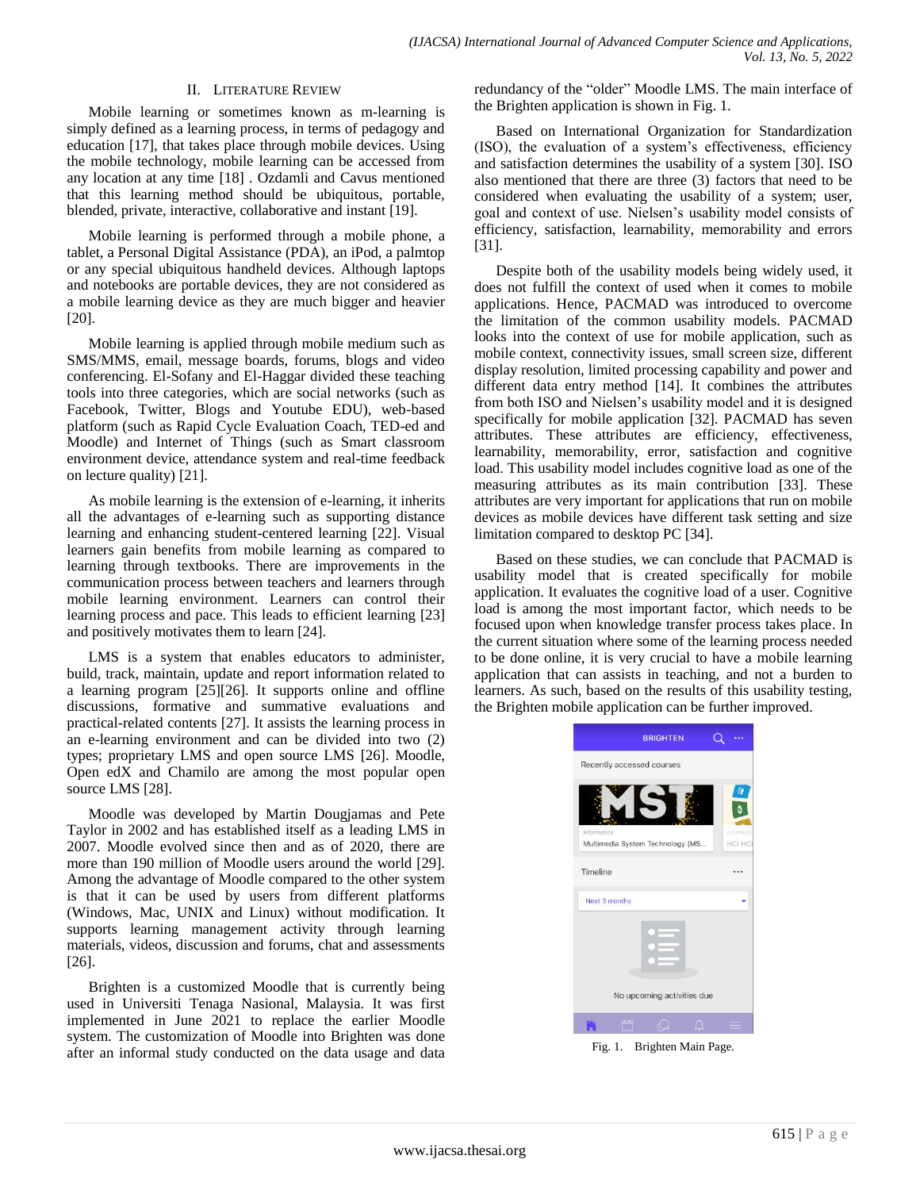## II. Literature Review

Mobile learning or sometimes known as m-learning is simply defined as a learning process, in terms of pedagogy and education [17], that takes place through mobile devices. Using the mobile technology, mobile learning can be accessed from any location at any time [18] . Ozdamli and Cavus mentioned that this learning method should be ubiquitous, portable, blended, private, interactive, collaborative and instant [19].

Mobile learning is performed through a mobile phone, a tablet, a Personal Digital Assistance (PDA), an iPod, a palmtop or any special ubiquitous handheld devices. Although laptops and notebooks are portable devices, they are not considered as a mobile learning device as they are much bigger and heavier [20].

Mobile learning is applied through mobile medium such as SMS/MMS, email, message boards, forums, blogs and video conferencing. El-Sofany and El-Haggar divided these teaching tools into three categories, which are social networks (such as Facebook, Twitter, Blogs and Youtube EDU), web-based platform (such as Rapid Cycle Evaluation Coach, TED-ed and Moodle) and Internet of Things (such as Smart classroom environment device, attendance system and real-time feedback on lecture quality) [21].

As mobile learning is the extension of e-learning, it inherits all the advantages of e-learning such as supporting distance learning and enhancing student-centered learning [22]. Visual learners gain benefits from mobile learning as compared to learning through textbooks. There are improvements in the communication process between teachers and learners through mobile learning environment. Learners can control their learning process and pace. This leads to efficient learning [23] and positively motivates them to learn [24].

LMS is a system that enables educators to administer, build, track, maintain, update and report information related to a learning program [25][26]. It supports online and offline discussions, formative and summative evaluations and practical-related contents [27]. It assists the learning process in an e-learning environment and can be divided into two (2) types; proprietary LMS and open source LMS [26]. Moodle, Open edX and Chamilo are among the most popular open source LMS [28].

Moodle was developed by Martin Dougjamas and Pete Taylor in 2002 and has established itself as a leading LMS in 2007. Moodle evolved since then and as of 2020, there are more than 190 million of Moodle users around the world [29]. Among the advantage of Moodle compared to the other system is that it can be used by users from different platforms (Windows, Mac, UNIX and Linux) without modification. It supports learning management activity through learning materials, videos, discussion and forums, chat and assessments [26].

Brighten is a customized Moodle that is currently being used in Universiti Tenaga Nasional, Malaysia. It was first implemented in June 2021 to replace the earlier Moodle system. The customization of Moodle into Brighten was done after an informal study conducted on the data usage and data redundancy of the "older" Moodle LMS. The main interface of the Brighten application is shown in Fig. 1.

Based on International Organization for Standardization (ISO), the evaluation of a system's effectiveness, efficiency and satisfaction determines the usability of a system [30]. ISO also mentioned that there are three (3) factors that need to be considered when evaluating the usability of a system; user, goal and context of use. Nielsen's usability model consists of efficiency, satisfaction, learnability, memorability and errors [31].

Despite both of the usability models being widely used, it does not fulfill the context of used when it comes to mobile applications. Hence, PACMAD was introduced to overcome the limitation of the common usability models. PACMAD looks into the context of use for mobile application, such as mobile context, connectivity issues, small screen size, different display resolution, limited processing capability and power and different data entry method [14]. It combines the attributes from both ISO and Nielsen's usability model and it is designed specifically for mobile application [32]. PACMAD has seven attributes. These attributes are efficiency, effectiveness, learnability, memorability, error, satisfaction and cognitive load. This usability model includes cognitive load as one of the measuring attributes as its main contribution [33]. These attributes are very important for applications that run on mobile devices as mobile devices have different task setting and size limitation compared to desktop PC [34].

Based on these studies, we can conclude that PACMAD is usability model that is created specifically for mobile application. It evaluates the cognitive load of a user. Cognitive load is among the most important factor, which needs to be focused upon when knowledge transfer process takes place. In the current situation where some of the learning process needed to be done online, it is very crucial to have a mobile learning application that can assists in teaching, and not a burden to learners. As such, based on the results of this usability testing, the Brighten mobile application can be further improved.

Fig. 1. Brighten Main Page.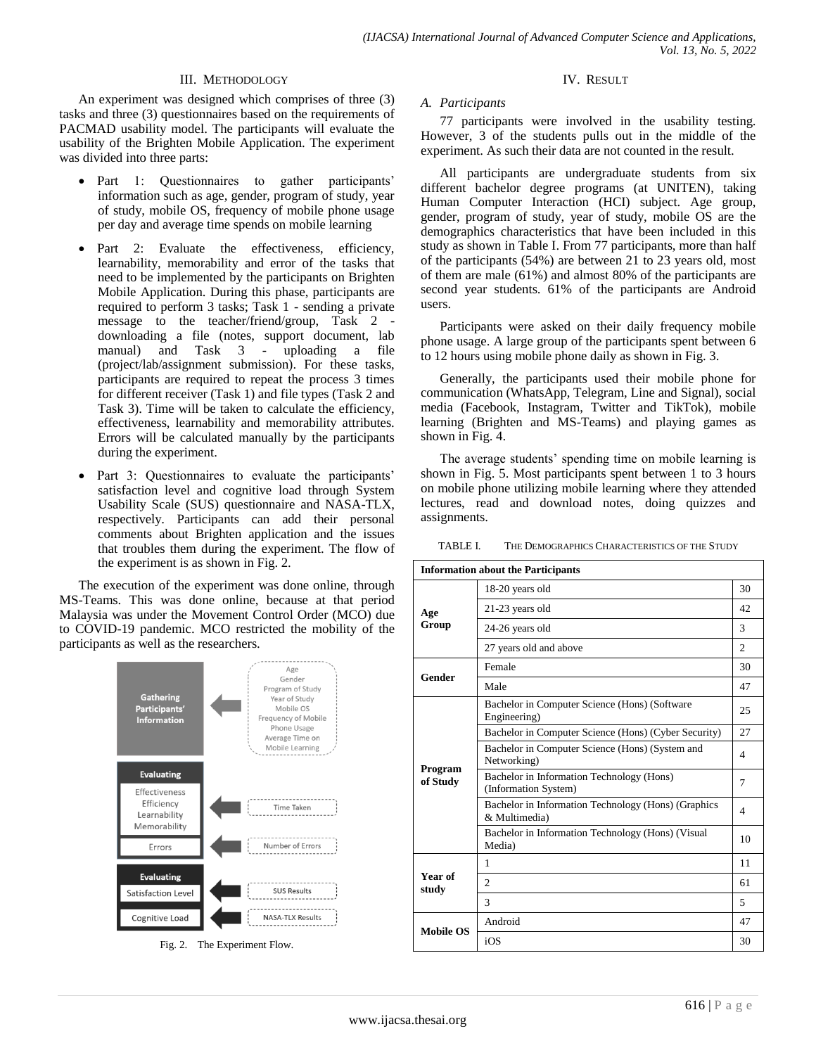## III. Methodology

An experiment was designed which comprises of three (3) tasks and three (3) questionnaires based on the requirements of PACMAD usability model. The participants will evaluate the usability of the Brighten Mobile Application. The experiment was divided into three parts:

- Part 1: Questionnaires to gather participants' information such as age, gender, program of study, year of study, mobile OS, frequency of mobile phone usage per day and average time spends on mobile learning
- Part 2: Evaluate the effectiveness, efficiency, learnability, memorability and error of the tasks that need to be implemented by the participants on Brighten Mobile Application. During this phase, participants are required to perform 3 tasks; Task 1 - sending a private message to the teacher/friend/group, Task 2 - downloading a file (notes, support document, lab manual) and Task 3 - uploading a file (project/lab/assignment submission). For these tasks, participants are required to repeat the process 3 times for different receiver (Task 1) and file types (Task 2 and Task 3). Time will be taken to calculate the efficiency, effectiveness, learnability and memorability attributes. Errors will be calculated manually by the participants during the experiment.
- Part 3: Questionnaires to evaluate the participants' satisfaction level and cognitive load through System Usability Scale (SUS) questionnaire and NASA-TLX, respectively. Participants can add their personal comments about Brighten application and the issues that troubles them during the experiment. The flow of the experiment is as shown in Fig. 2.

The execution of the experiment was done online, through MS-Teams. This was done online, because at that period Malaysia was under the Movement Control Order (MCO) due to COVID-19 pandemic. MCO restricted the mobility of the participants as well as the researchers.

Fig. 2. The Experiment Flow.

## IV. Result

### A. Participants

77 participants were involved in the usability testing. However, 3 of the students pulls out in the middle of the experiment. As such their data are not counted in the result.

All participants are undergraduate students from six different bachelor degree programs (at UNITEN), taking Human Computer Interaction (HCI) subject. Age group, gender, program of study, year of study, mobile OS are the demographics characteristics that have been included in this study as shown in Table I. From 77 participants, more than half of the participants (54%) are between 21 to 23 years old, most of them are male (61%) and almost 80% of the participants are second year students. 61% of the participants are Android users.

Participants were asked on their daily frequency mobile phone usage. A large group of the participants spent between 6 to 12 hours using mobile phone daily as shown in Fig. 3.

Generally, the participants used their mobile phone for communication (WhatsApp, Telegram, Line and Signal), social media (Facebook, Instagram, Twitter and TikTok), mobile learning (Brighten and MS-Teams) and playing games as shown in Fig. 4.

The average students' spending time on mobile learning is shown in Fig. 5. Most participants spent between 1 to 3 hours on mobile phone utilizing mobile learning where they attended lectures, read and download notes, doing quizzes and assignments.

TABLE I. The Demographics Characteristics of the Study

| Information about the Participants | | |
|---|---|---|
| Age Group | 18-20 years old | 30 |
| | 21-23 years old | 42 |
| | 24-26 years old | 3 |
| | 27 years old and above | 2 |
| Gender | Female | 30 |
| | Male | 47 |
| Program of Study | Bachelor in Computer Science (Hons) (Software Engineering) | 25 |
| | Bachelor in Computer Science (Hons) (Cyber Security) | 27 |
| | Bachelor in Computer Science (Hons) (System and Networking) | 4 |
| | Bachelor in Information Technology (Hons) (Information System) | 7 |
| | Bachelor in Information Technology (Hons) (Graphics & Multimedia) | 4 |
| | Bachelor in Information Technology (Hons) (Visual Media) | 10 |
| Year of study | 1 | 11 |
| | 2 | 61 |
| | 3 | 5 |
| Mobile OS | Android | 47 |
| | iOS | 30 |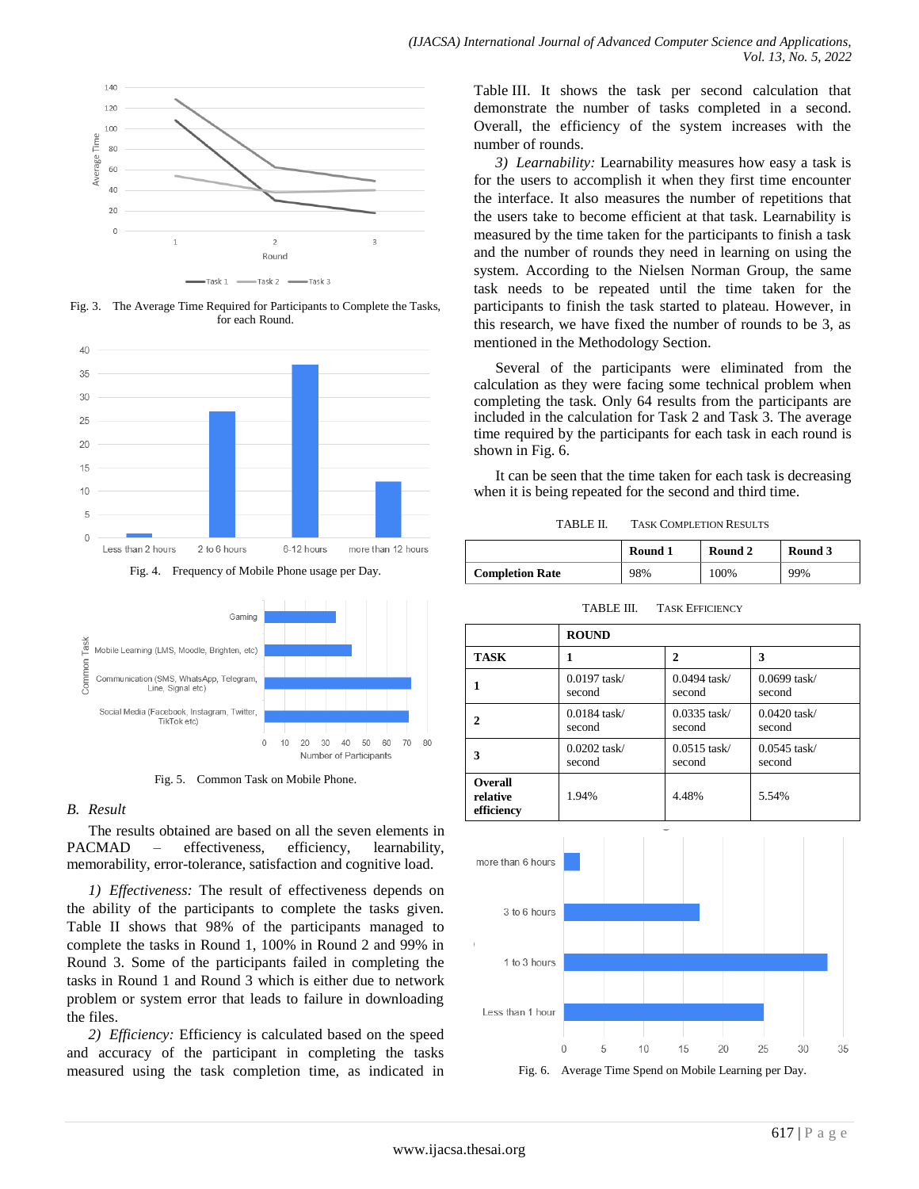Fig. 3. The Average Time Required for Participants to Complete the Tasks, for each Round.

Fig. 4. Frequency of Mobile Phone usage per Day.

Fig. 5. Common Task on Mobile Phone.

## B. Result

The results obtained are based on all the seven elements in PACMAD – effectiveness, efficiency, learnability, memorability, error-tolerance, satisfaction and cognitive load.

*1) Effectiveness:* The result of effectiveness depends on the ability of the participants to complete the tasks given. Table II shows that 98% of the participants managed to complete the tasks in Round 1, 100% in Round 2 and 99% in Round 3. Some of the participants failed in completing the tasks in Round 1 and Round 3 which is either due to network problem or system error that leads to failure in downloading the files.

*2) Efficiency:* Efficiency is calculated based on the speed and accuracy of the participant in completing the tasks measured using the task completion time, as indicated in Table III. It shows the task per second calculation that demonstrate the number of tasks completed in a second. Overall, the efficiency of the system increases with the number of rounds.

*3) Learnability:* Learnability measures how easy a task is for the users to accomplish it when they first time encounter the interface. It also measures the number of repetitions that the users take to become efficient at that task. Learnability is measured by the time taken for the participants to finish a task and the number of rounds they need in learning on using the system. According to the Nielsen Norman Group, the same task needs to be repeated until the time taken for the participants to finish the task started to plateau. However, in this research, we have fixed the number of rounds to be 3, as mentioned in the Methodology Section.

Several of the participants were eliminated from the calculation as they were facing some technical problem when completing the task. Only 64 results from the participants are included in the calculation for Task 2 and Task 3. The average time required by the participants for each task in each round is shown in Fig. 6.

It can be seen that the time taken for each task is decreasing when it is being repeated for the second and third time.

TABLE II. TASK COMPLETION RESULTS

| | **Round 1** | **Round 2** | **Round 3** |
|---|---|---|---|
| **Completion Rate** | 98% | 100% | 99% |

TABLE III. TASK EFFICIENCY

| | **ROUND** | | |
|---|---|---|---|
| **TASK** | **1** | **2** | **3** |
| **1** | 0.0197 task/ second | 0.0494 task/ second | 0.0699 task/ second |
| **2** | 0.0184 task/ second | 0.0335 task/ second | 0.0420 task/ second |
| **3** | 0.0202 task/ second | 0.0515 task/ second | 0.0545 task/ second |
| **Overall relative efficiency** | 1.94% | 4.48% | 5.54% |

Fig. 6. Average Time Spend on Mobile Learning per Day.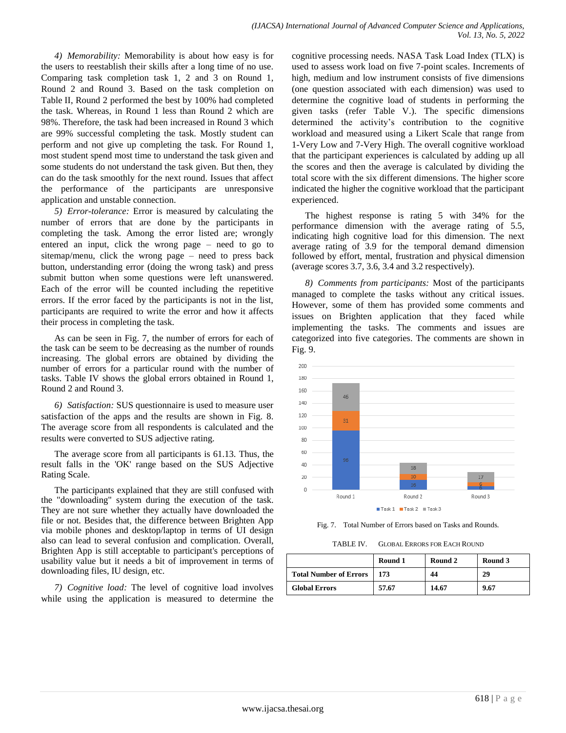*4) Memorability:* Memorability is about how easy is for the users to reestablish their skills after a long time of no use. Comparing task completion task 1, 2 and 3 on Round 1, Round 2 and Round 3. Based on the task completion on Table II, Round 2 performed the best by 100% had completed the task. Whereas, in Round 1 less than Round 2 which are 98%. Therefore, the task had been increased in Round 3 which are 99% successful completing the task. Mostly student can perform and not give up completing the task. For Round 1, most student spend most time to understand the task given and some students do not understand the task given. But then, they can do the task smoothly for the next round. Issues that affect the performance of the participants are unresponsive application and unstable connection.

*5) Error-tolerance:* Error is measured by calculating the number of errors that are done by the participants in completing the task. Among the error listed are; wrongly entered an input, click the wrong page – need to go to sitemap/menu, click the wrong page – need to press back button, understanding error (doing the wrong task) and press submit button when some questions were left unanswered. Each of the error will be counted including the repetitive errors. If the error faced by the participants is not in the list, participants are required to write the error and how it affects their process in completing the task.

As can be seen in Fig. 7, the number of errors for each of the task can be seem to be decreasing as the number of rounds increasing. The global errors are obtained by dividing the number of errors for a particular round with the number of tasks. Table IV shows the global errors obtained in Round 1, Round 2 and Round 3.

*6) Satisfaction:* SUS questionnaire is used to measure user satisfaction of the apps and the results are shown in Fig. 8. The average score from all respondents is calculated and the results were converted to SUS adjective rating.

The average score from all participants is 61.13. Thus, the result falls in the 'OK' range based on the SUS Adjective Rating Scale.

The participants explained that they are still confused with the "downloading" system during the execution of the task. They are not sure whether they actually have downloaded the file or not. Besides that, the difference between Brighten App via mobile phones and desktop/laptop in terms of UI design also can lead to several confusion and complication. Overall, Brighten App is still acceptable to participant's perceptions of usability value but it needs a bit of improvement in terms of downloading files, IU design, etc.

*7) Cognitive load:* The level of cognitive load involves while using the application is measured to determine the cognitive processing needs. NASA Task Load Index (TLX) is used to assess work load on five 7-point scales. Increments of high, medium and low instrument consists of five dimensions (one question associated with each dimension) was used to determine the cognitive load of students in performing the given tasks (refer Table V.). The specific dimensions determined the activity's contribution to the cognitive workload and measured using a Likert Scale that range from 1-Very Low and 7-Very High. The overall cognitive workload that the participant experiences is calculated by adding up all the scores and then the average is calculated by dividing the total score with the six different dimensions. The higher score indicated the higher the cognitive workload that the participant experienced.

The highest response is rating 5 with 34% for the performance dimension with the average rating of 5.5, indicating high cognitive load for this dimension. The next average rating of 3.9 for the temporal demand dimension followed by effort, mental, frustration and physical dimension (average scores 3.7, 3.6, 3.4 and 3.2 respectively).

*8) Comments from participants:* Most of the participants managed to complete the tasks without any critical issues. However, some of them has provided some comments and issues on Brighten application that they faced while implementing the tasks. The comments and issues are categorized into five categories. The comments are shown in Fig. 9.

Fig. 7. Total Number of Errors based on Tasks and Rounds.

TABLE IV. GLOBAL ERRORS FOR EACH ROUND

| | Round 1 | Round 2 | Round 3 |
|---|---|---|---|
| **Total Number of Errors** | 173 | 44 | 29 |
| **Global Errors** | 57.67 | 14.67 | 9.67 |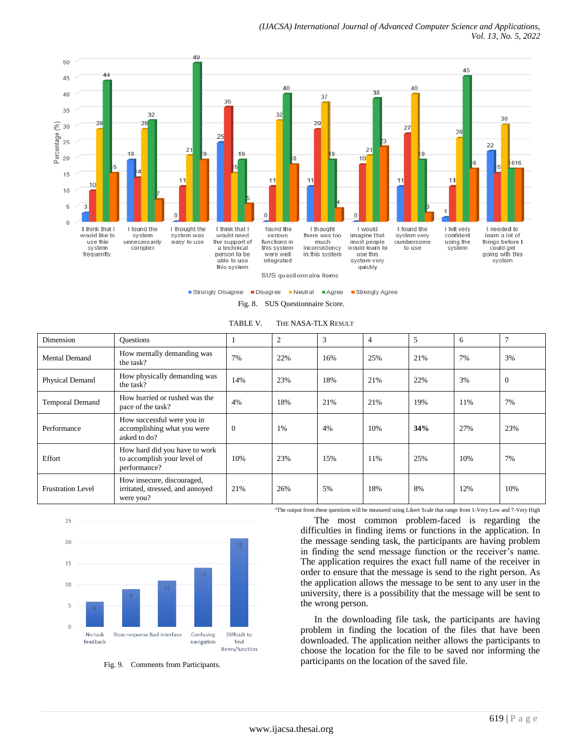Fig. 8. SUS Questionnaire Score.

TABLE V. THE NASA-TLX RESULT

| Dimension | Questions | 1 | 2 | 3 | 4 | 5 | 6 | 7 |
|---|---|---|---|---|---|---|---|---|
| Mental Demand | How mentally demanding was the task? | 7% | 22% | 16% | 25% | 21% | 7% | 3% |
| Physical Demand | How physically demanding was the task? | 14% | 23% | 18% | 21% | 22% | 3% | 0 |
| Temporal Demand | How hurried or rushed was the pace of the task? | 4% | 18% | 21% | 21% | 19% | 11% | 7% |
| Performance | How successful were you in accomplishing what you were asked to do? | 0 | 1% | 4% | 10% | **34%** | 27% | 23% |
| Effort | How hard did you have to work to accomplish your level of performance? | 10% | 23% | 15% | 11% | 25% | 10% | 7% |
| Frustration Level | How insecure, discouraged, irritated, stressed, and annoyed were you? | 21% | 26% | 5% | 18% | 8% | 12% | 10% |

[a]The output from these questions will be measured using Likert Scale that range from 1-Very Low and 7-Very High

Fig. 9. Comments from Participants.

The most common problem-faced is regarding the difficulties in finding items or functions in the application. In the message sending task, the participants are having problem in finding the send message function or the receiver's name. The application requires the exact full name of the receiver in order to ensure that the message is send to the right person. As the application allows the message to be sent to any user in the university, there is a possibility that the message will be sent to the wrong person.

In the downloading file task, the participants are having problem in finding the location of the files that have been downloaded. The application neither allows the participants to choose the location for the file to be saved nor informing the participants on the location of the saved file.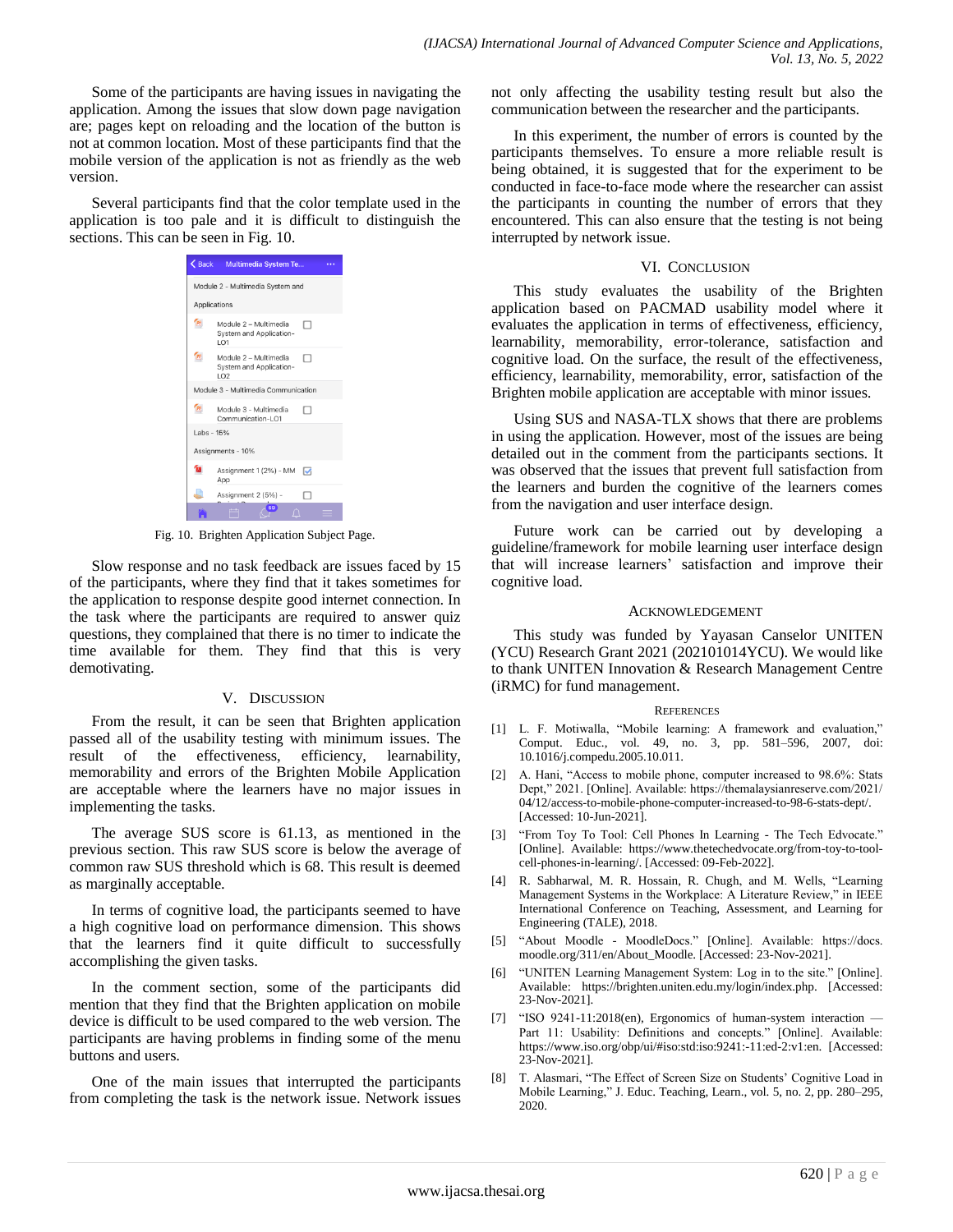Some of the participants are having issues in navigating the application. Among the issues that slow down page navigation are; pages kept on reloading and the location of the button is not at common location. Most of these participants find that the mobile version of the application is not as friendly as the web version.

Several participants find that the color template used in the application is too pale and it is difficult to distinguish the sections. This can be seen in Fig. 10.

Fig. 10. Brighten Application Subject Page.

Slow response and no task feedback are issues faced by 15 of the participants, where they find that it takes sometimes for the application to response despite good internet connection. In the task where the participants are required to answer quiz questions, they complained that there is no timer to indicate the time available for them. They find that this is very demotivating.

## V. Discussion

From the result, it can be seen that Brighten application passed all of the usability testing with minimum issues. The result of the effectiveness, efficiency, learnability, memorability and errors of the Brighten Mobile Application are acceptable where the learners have no major issues in implementing the tasks.

The average SUS score is 61.13, as mentioned in the previous section. This raw SUS score is below the average of common raw SUS threshold which is 68. This result is deemed as marginally acceptable.

In terms of cognitive load, the participants seemed to have a high cognitive load on performance dimension. This shows that the learners find it quite difficult to successfully accomplishing the given tasks.

In the comment section, some of the participants did mention that they find that the Brighten application on mobile device is difficult to be used compared to the web version. The participants are having problems in finding some of the menu buttons and users.

One of the main issues that interrupted the participants from completing the task is the network issue. Network issues not only affecting the usability testing result but also the communication between the researcher and the participants.

In this experiment, the number of errors is counted by the participants themselves. To ensure a more reliable result is being obtained, it is suggested that for the experiment to be conducted in face-to-face mode where the researcher can assist the participants in counting the number of errors that they encountered. This can also ensure that the testing is not being interrupted by network issue.

## VI. Conclusion

This study evaluates the usability of the Brighten application based on PACMAD usability model where it evaluates the application in terms of effectiveness, efficiency, learnability, memorability, error-tolerance, satisfaction and cognitive load. On the surface, the result of the effectiveness, efficiency, learnability, memorability, error, satisfaction of the Brighten mobile application are acceptable with minor issues.

Using SUS and NASA-TLX shows that there are problems in using the application. However, most of the issues are being detailed out in the comment from the participants sections. It was observed that the issues that prevent full satisfaction from the learners and burden the cognitive of the learners comes from the navigation and user interface design.

Future work can be carried out by developing a guideline/framework for mobile learning user interface design that will increase learners' satisfaction and improve their cognitive load.

## Acknowledgement

This study was funded by Yayasan Canselor UNITEN (YCU) Research Grant 2021 (202101014YCU). We would like to thank UNITEN Innovation & Research Management Centre (iRMC) for fund management.

## References

[1] L. F. Motiwalla, "Mobile learning: A framework and evaluation," Comput. Educ., vol. 49, no. 3, pp. 581–596, 2007, doi: 10.1016/j.compedu.2005.10.011.

[2] A. Hani, "Access to mobile phone, computer increased to 98.6%: Stats Dept," 2021. [Online]. Available: https://themalaysianreserve.com/2021/04/12/access-to-mobile-phone-computer-increased-to-98-6-stats-dept/. [Accessed: 10-Jun-2021].

[3] "From Toy To Tool: Cell Phones In Learning - The Tech Edvocate." [Online]. Available: https://www.thetechedvocate.org/from-toy-to-tool-cell-phones-in-learning/. [Accessed: 09-Feb-2022].

[4] R. Sabharwal, M. R. Hossain, R. Chugh, and M. Wells, "Learning Management Systems in the Workplace: A Literature Review," in IEEE International Conference on Teaching, Assessment, and Learning for Engineering (TALE), 2018.

[5] "About Moodle - MoodleDocs." [Online]. Available: https://docs.moodle.org/311/en/About_Moodle. [Accessed: 23-Nov-2021].

[6] "UNITEN Learning Management System: Log in to the site." [Online]. Available: https://brighten.uniten.edu.my/login/index.php. [Accessed: 23-Nov-2021].

[7] "ISO 9241-11:2018(en), Ergonomics of human-system interaction — Part 11: Usability: Definitions and concepts." [Online]. Available: https://www.iso.org/obp/ui/#iso:std:iso:9241:-11:ed-2:v1:en. [Accessed: 23-Nov-2021].

[8] T. Alasmari, "The Effect of Screen Size on Students' Cognitive Load in Mobile Learning," J. Educ. Teaching, Learn., vol. 5, no. 2, pp. 280–295, 2020.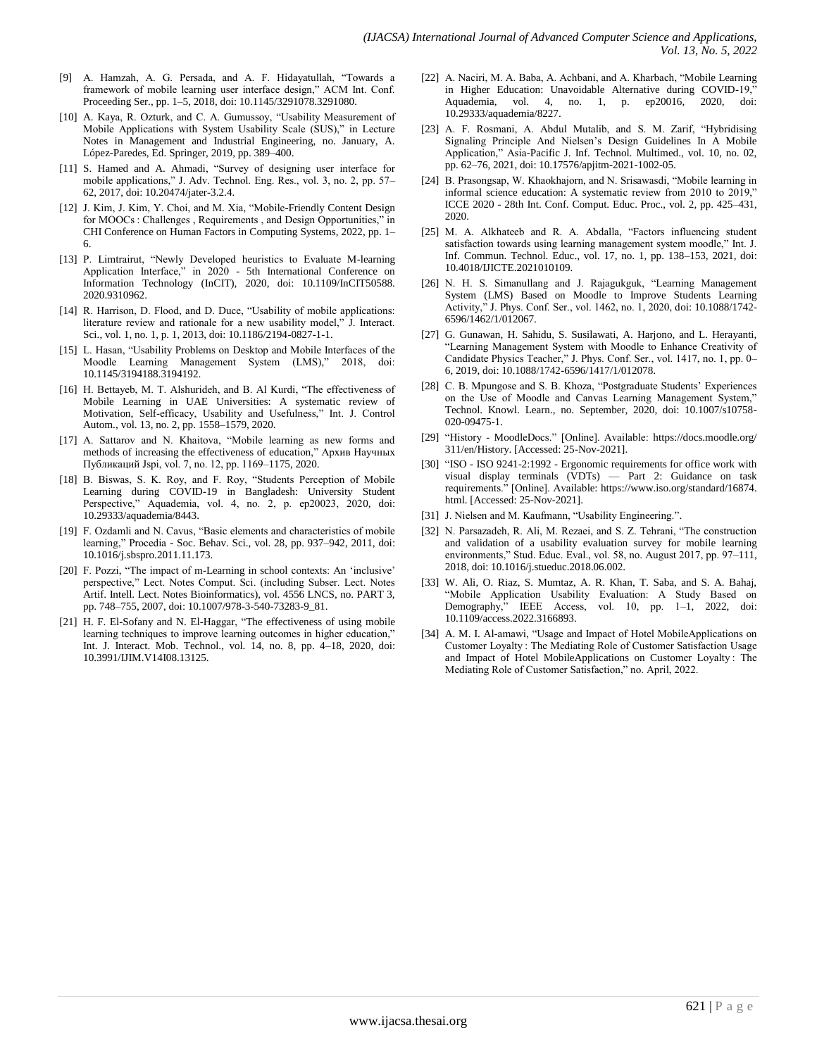[9] A. Hamzah, A. G. Persada, and A. F. Hidayatullah, "Towards a framework of mobile learning user interface design," ACM Int. Conf. Proceeding Ser., pp. 1–5, 2018, doi: 10.1145/3291078.3291080.

[10] A. Kaya, R. Ozturk, and C. A. Gumussoy, "Usability Measurement of Mobile Applications with System Usability Scale (SUS)," in Lecture Notes in Management and Industrial Engineering, no. January, A. López-Paredes, Ed. Springer, 2019, pp. 389–400.

[11] S. Hamed and A. Ahmadi, "Survey of designing user interface for mobile applications," J. Adv. Technol. Eng. Res., vol. 3, no. 2, pp. 57–62, 2017, doi: 10.20474/jater-3.2.4.

[12] J. Kim, J. Kim, Y. Choi, and M. Xia, "Mobile-Friendly Content Design for MOOCs : Challenges , Requirements , and Design Opportunities," in CHI Conference on Human Factors in Computing Systems, 2022, pp. 1–6.

[13] P. Limtrairut, "Newly Developed heuristics to Evaluate M-learning Application Interface," in 2020 - 5th International Conference on Information Technology (InCIT), 2020, doi: 10.1109/InCIT50588.2020.9310962.

[14] R. Harrison, D. Flood, and D. Duce, "Usability of mobile applications: literature review and rationale for a new usability model," J. Interact. Sci., vol. 1, no. 1, p. 1, 2013, doi: 10.1186/2194-0827-1-1.

[15] L. Hasan, "Usability Problems on Desktop and Mobile Interfaces of the Moodle Learning Management System (LMS)," 2018, doi: 10.1145/3194188.3194192.

[16] H. Bettayeb, M. T. Alshurideh, and B. Al Kurdi, "The effectiveness of Mobile Learning in UAE Universities: A systematic review of Motivation, Self-efficacy, Usability and Usefulness," Int. J. Control Autom., vol. 13, no. 2, pp. 1558–1579, 2020.

[17] A. Sattarov and N. Khaitova, "Mobile learning as new forms and methods of increasing the effectiveness of education," Архив Научных Публикаций Jspi, vol. 7, no. 12, pp. 1169–1175, 2020.

[18] B. Biswas, S. K. Roy, and F. Roy, "Students Perception of Mobile Learning during COVID-19 in Bangladesh: University Student Perspective," Aquademia, vol. 4, no. 2, p. ep20023, 2020, doi: 10.29333/aquademia/8443.

[19] F. Ozdamli and N. Cavus, "Basic elements and characteristics of mobile learning," Procedia - Soc. Behav. Sci., vol. 28, pp. 937–942, 2011, doi: 10.1016/j.sbspro.2011.11.173.

[20] F. Pozzi, "The impact of m-Learning in school contexts: An 'inclusive' perspective," Lect. Notes Comput. Sci. (including Subser. Lect. Notes Artif. Intell. Lect. Notes Bioinformatics), vol. 4556 LNCS, no. PART 3, pp. 748–755, 2007, doi: 10.1007/978-3-540-73283-9_81.

[21] H. F. El-Sofany and N. El-Haggar, "The effectiveness of using mobile learning techniques to improve learning outcomes in higher education," Int. J. Interact. Mob. Technol., vol. 14, no. 8, pp. 4–18, 2020, doi: 10.3991/IJIM.V14I08.13125.

[22] A. Naciri, M. A. Baba, A. Achbani, and A. Kharbach, "Mobile Learning in Higher Education: Unavoidable Alternative during COVID-19," Aquademia, vol. 4, no. 1, p. ep20016, 2020, doi: 10.29333/aquademia/8227.

[23] A. F. Rosmani, A. Abdul Mutalib, and S. M. Zarif, "Hybridising Signaling Principle And Nielsen's Design Guidelines In A Mobile Application," Asia-Pacific J. Inf. Technol. Multimed., vol. 10, no. 02, pp. 62–76, 2021, doi: 10.17576/apjitm-2021-1002-05.

[24] B. Prasongsap, W. Khaokhajorn, and N. Srisawasdi, "Mobile learning in informal science education: A systematic review from 2010 to 2019," ICCE 2020 - 28th Int. Conf. Comput. Educ. Proc., vol. 2, pp. 425–431, 2020.

[25] M. A. Alkhateeb and R. A. Abdalla, "Factors influencing student satisfaction towards using learning management system moodle," Int. J. Inf. Commun. Technol. Educ., vol. 17, no. 1, pp. 138–153, 2021, doi: 10.4018/IJICTE.2021010109.

[26] N. H. S. Simanullang and J. Rajagukguk, "Learning Management System (LMS) Based on Moodle to Improve Students Learning Activity," J. Phys. Conf. Ser., vol. 1462, no. 1, 2020, doi: 10.1088/1742-6596/1462/1/012067.

[27] G. Gunawan, H. Sahidu, S. Susilawati, A. Harjono, and L. Herayanti, "Learning Management System with Moodle to Enhance Creativity of Candidate Physics Teacher," J. Phys. Conf. Ser., vol. 1417, no. 1, pp. 0–6, 2019, doi: 10.1088/1742-6596/1417/1/012078.

[28] C. B. Mpungose and S. B. Khoza, "Postgraduate Students' Experiences on the Use of Moodle and Canvas Learning Management System," Technol. Knowl. Learn., no. September, 2020, doi: 10.1007/s10758-020-09475-1.

[29] "History - MoodleDocs." [Online]. Available: https://docs.moodle.org/311/en/History. [Accessed: 25-Nov-2021].

[30] "ISO - ISO 9241-2:1992 - Ergonomic requirements for office work with visual display terminals (VDTs) — Part 2: Guidance on task requirements." [Online]. Available: https://www.iso.org/standard/16874.html. [Accessed: 25-Nov-2021].

[31] J. Nielsen and M. Kaufmann, "Usability Engineering.".

[32] N. Parsazadeh, R. Ali, M. Rezaei, and S. Z. Tehrani, "The construction and validation of a usability evaluation survey for mobile learning environments," Stud. Educ. Eval., vol. 58, no. August 2017, pp. 97–111, 2018, doi: 10.1016/j.stueduc.2018.06.002.

[33] W. Ali, O. Riaz, S. Mumtaz, A. R. Khan, T. Saba, and S. A. Bahaj, "Mobile Application Usability Evaluation: A Study Based on Demography," IEEE Access, vol. 10, pp. 1–1, 2022, doi: 10.1109/access.2022.3166893.

[34] A. M. I. Al-amawi, "Usage and Impact of Hotel MobileApplications on Customer Loyalty : The Mediating Role of Customer Satisfaction Usage and Impact of Hotel MobileApplications on Customer Loyalty : The Mediating Role of Customer Satisfaction," no. April, 2022.